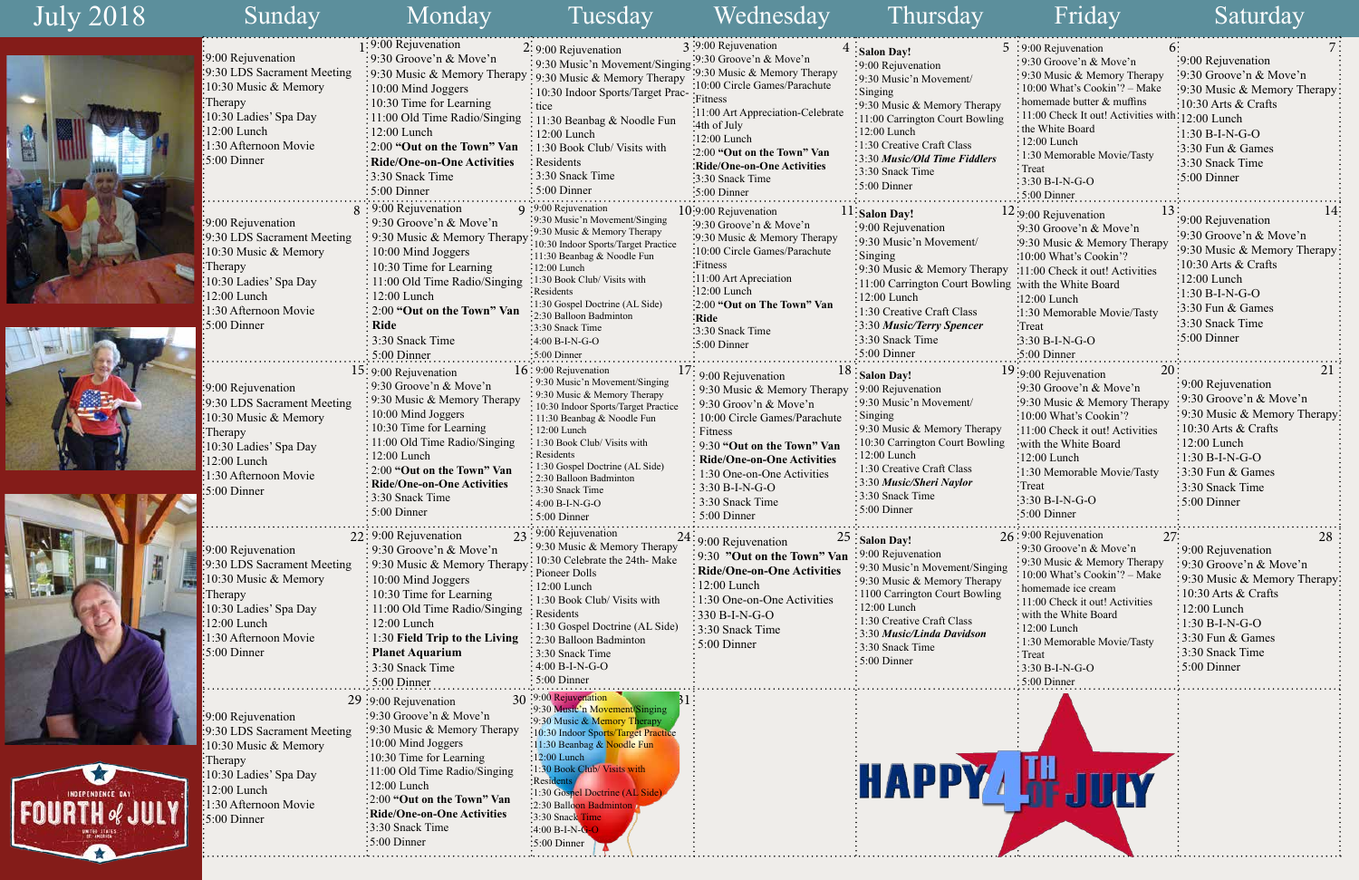# July 2018

| Sunday | Monday | Tuesday | Wednesday | Thursday | Friday | Saturday |
|---|---|---|---|---|---|---|
| **1**<br>9:00 Rejuvenation<br>9:30 LDS Sacrament Meeting<br>10:30 Music & Memory Therapy<br>10:30 Ladies' Spa Day<br>12:00 Lunch<br>1:30 Afternoon Movie<br>5:00 Dinner | **2**<br>9:00 Rejuvenation<br>9:30 Groove'n & Move'n<br>9:30 Music & Memory Therapy<br>10:00 Mind Joggers<br>10:30 Time for Learning<br>11:00 Old Time Radio/Singing<br>12:00 Lunch<br>2:00 **"Out on the Town" Van Ride/One-on-One Activities**<br>3:30 Snack Time<br>5:00 Dinner | **3**<br>9:00 Rejuvenation<br>9:30 Music'n Movement/Singing<br>9:30 Music & Memory Therapy<br>10:30 Indoor Sports/Target Practice<br>11:30 Beanbag & Noodle Fun<br>12:00 Lunch<br>1:30 Book Club/ Visits with Residents<br>3:30 Snack Time<br>5:00 Dinner | **4**<br>9:00 Rejuvenation<br>9:30 Groove'n & Move'n<br>9:30 Music & Memory Therapy<br>10:00 Circle Games/Parachute Fitness<br>11:00 Art Appreciation-Celebrate 4th of July<br>12:00 Lunch<br>2:00 **"Out on the Town" Van Ride/One-on-One Activities**<br>3:30 Snack Time<br>5:00 Dinner | **5**<br>**Salon Day!**<br>9:00 Rejuvenation<br>9:30 Music'n Movement/ Singing<br>9:30 Music & Memory Therapy<br>11:00 Carrington Court Bowling<br>12:00 Lunch<br>1:30 Creative Craft Class<br>3:30 ***Music/Old Time Fiddlers***<br>3:30 Snack Time<br>5:00 Dinner | **6**<br>9:00 Rejuvenation<br>9:30 Groove'n & Move'n<br>9:30 Music & Memory Therapy<br>10:00 What's Cookin'? – Make homemade butter & muffins<br>11:00 Check It out! Activities with the White Board<br>12:00 Lunch<br>1:30 Memorable Movie/Tasty Treat<br>3:30 B-I-N-G-O<br>5:00 Dinner | **7**<br>9:00 Rejuvenation<br>9:30 Groove'n & Move'n<br>9:30 Music & Memory Therapy<br>10:30 Arts & Crafts<br>12:00 Lunch<br>1:30 B-I-N-G-O<br>3:30 Fun & Games<br>3:30 Snack Time<br>5:00 Dinner |
| **8**<br>9:00 Rejuvenation<br>9:30 LDS Sacrament Meeting<br>10:30 Music & Memory Therapy<br>10:30 Ladies' Spa Day<br>12:00 Lunch<br>1:30 Afternoon Movie<br>5:00 Dinner | **9**<br>9:00 Rejuvenation<br>9:30 Groove'n & Move'n<br>9:30 Music & Memory Therapy<br>10:00 Mind Joggers<br>10:30 Time for Learning<br>11:00 Old Time Radio/Singing<br>12:00 Lunch<br>2:00 **"Out on the Town" Van Ride**<br>3:30 Snack Time<br>5:00 Dinner | **10**<br>9:00 Rejuvenation<br>9:30 Music'n Movement/Singing<br>9:30 Music & Memory Therapy<br>10:30 Indoor Sports/Target Practice<br>11:30 Beanbag & Noodle Fun<br>12:00 Lunch<br>1:30 Book Club/ Visits with Residents<br>1:30 Gospel Doctrine (AL Side)<br>2:30 Balloon Badminton<br>3:30 Snack Time<br>4:00 B-I-N-G-O<br>5:00 Dinner | **11**<br>9:00 Rejuvenation<br>9:30 Groove'n & Move'n<br>9:30 Music & Memory Therapy<br>10:00 Circle Games/Parachute Fitness<br>11:00 Art Apreciation<br>12:00 Lunch<br>2:00 **"Out on The Town" Van Ride**<br>3:30 Snack Time<br>5:00 Dinner | **12**<br>**Salon Day!**<br>9:00 Rejuvenation<br>9:30 Music'n Movement/ Singing<br>9:30 Music & Memory Therapy<br>11:00 Carrington Court Bowling<br>12:00 Lunch<br>1:30 Creative Craft Class<br>3:30 ***Music/Terry Spencer***<br>3:30 Snack Time<br>5:00 Dinner | **13**<br>9:00 Rejuvenation<br>9:30 Groove'n & Move'n<br>9:30 Music & Memory Therapy<br>10:00 What's Cookin'?<br>11:00 Check it out! Activities with the White Board<br>12:00 Lunch<br>1:30 Memorable Movie/Tasty Treat<br>3:30 B-I-N-G-O<br>5:00 Dinner | **14**<br>9:00 Rejuvenation<br>9:30 Groove'n & Move'n<br>9:30 Music & Memory Therapy<br>10:30 Arts & Crafts<br>12:00 Lunch<br>1:30 B-I-N-G-O<br>3:30 Fun & Games<br>3:30 Snack Time<br>5:00 Dinner |
| **15**<br>9:00 Rejuvenation<br>9:30 LDS Sacrament Meeting<br>10:30 Music & Memory Therapy<br>10:30 Ladies' Spa Day<br>12:00 Lunch<br>1:30 Afternoon Movie<br>5:00 Dinner | **16**<br>9:00 Rejuvenation<br>9:30 Groove'n & Move'n<br>9:30 Music & Memory Therapy<br>10:00 Mind Joggers<br>10:30 Time for Learning<br>11:00 Old Time Radio/Singing<br>12:00 Lunch<br>2:00 **"Out on the Town" Van Ride/One-on-One Activities**<br>3:30 Snack Time<br>5:00 Dinner | **17**<br>9:00 Rejuvenation<br>9:30 Music'n Movement/Singing<br>9:30 Music & Memory Therapy<br>10:30 Indoor Sports/Target Practice<br>11:30 Beanbag & Noodle Fun<br>12:00 Lunch<br>1:30 Book Club/ Visits with Residents<br>1:30 Gospel Doctrine (AL Side)<br>2:30 Balloon Badminton<br>3:30 Snack Time<br>4:00 B-I-N-G-O<br>5:00 Dinner | **18**<br>9:00 Rejuvenation<br>9:30 Music & Memory Therapy<br>9:30 Groov'n & Move'n<br>10:00 Circle Games/Parachute Fitness<br>9:30 **"Out on the Town" Van Ride/One-on-One Activities**<br>1:30 One-on-One Activities<br>3:30 B-I-N-G-O<br>3:30 Snack Time<br>5:00 Dinner | **19**<br>**Salon Day!**<br>9:00 Rejuvenation<br>9:30 Music'n Movement/ Singing<br>9:30 Music & Memory Therapy<br>10:30 Carrington Court Bowling<br>12:00 Lunch<br>1:30 Creative Craft Class<br>3:30 ***Music/Sheri Naylor***<br>3:30 Snack Time<br>5:00 Dinner | **20**<br>9:00 Rejuvenation<br>9:30 Groove'n & Move'n<br>9:30 Music & Memory Therapy<br>10:00 What's Cookin'?<br>11:00 Check it out! Activities with the White Board<br>12:00 Lunch<br>1:30 Memorable Movie/Tasty Treat<br>3:30 B-I-N-G-O<br>5:00 Dinner | **21**<br>9:00 Rejuvenation<br>9:30 Groove'n & Move'n<br>9:30 Music & Memory Therapy<br>10:30 Arts & Crafts<br>12:00 Lunch<br>1:30 B-I-N-G-O<br>3:30 Fun & Games<br>3:30 Snack Time<br>5:00 Dinner |
| **22**<br>9:00 Rejuvenation<br>9:30 LDS Sacrament Meeting<br>10:30 Music & Memory Therapy<br>10:30 Ladies' Spa Day<br>12:00 Lunch<br>1:30 Afternoon Movie<br>5:00 Dinner | **23**<br>9:00 Rejuvenation<br>9:30 Groove'n & Move'n<br>9:30 Music & Memory Therapy<br>10:00 Mind Joggers<br>10:30 Time for Learning<br>11:00 Old Time Radio/Singing<br>12:00 Lunch<br>1:30 **Field Trip to the Living Planet Aquarium**<br>3:30 Snack Time<br>5:00 Dinner | **24**<br>9:00 Rejuvenation<br>9:30 Music & Memory Therapy<br>10:30 Celebrate the 24th- Make Pioneer Dolls<br>12:00 Lunch<br>1:30 Book Club/ Visits with Residents<br>1:30 Gospel Doctrine (AL Side)<br>2:30 Balloon Badminton<br>3:30 Snack Time<br>4:00 B-I-N-G-O<br>5:00 Dinner | **25**<br>9:00 Rejuvenation<br>9:30 **"Out on the Town" Van Ride/One-on-One Activities**<br>12:00 Lunch<br>1:30 One-on-One Activities<br>330 B-I-N-G-O<br>3:30 Snack Time<br>5:00 Dinner | **26**<br>**Salon Day!**<br>9:00 Rejuvenation<br>9:30 Music'n Movement/Singing<br>9:30 Music & Memory Therapy<br>1100 Carrington Court Bowling<br>12:00 Lunch<br>1:30 Creative Craft Class<br>3:30 ***Music/Linda Davidson***<br>3:30 Snack Time<br>5:00 Dinner | **27**<br>9:00 Rejuvenation<br>9:30 Groove'n & Move'n<br>9:30 Music & Memory Therapy<br>10:00 What's Cookin'? – Make homemade ice cream<br>11:00 Check it out! Activities with the White Board<br>12:00 Lunch<br>1:30 Memorable Movie/Tasty Treat<br>3:30 B-I-N-G-O<br>5:00 Dinner | **28**<br>9:00 Rejuvenation<br>9:30 Groove'n & Move'n<br>9:30 Music & Memory Therapy<br>10:30 Arts & Crafts<br>12:00 Lunch<br>1:30 B-I-N-G-O<br>3:30 Fun & Games<br>3:30 Snack Time<br>5:00 Dinner |
| **29**<br>9:00 Rejuvenation<br>9:30 LDS Sacrament Meeting<br>10:30 Music & Memory Therapy<br>10:30 Ladies' Spa Day<br>12:00 Lunch<br>1:30 Afternoon Movie<br>5:00 Dinner | **30**<br>9:00 Rejuvenation<br>9:30 Groove'n & Move'n<br>9:30 Music & Memory Therapy<br>10:00 Mind Joggers<br>10:30 Time for Learning<br>11:00 Old Time Radio/Singing<br>12:00 Lunch<br>2:00 **"Out on the Town" Van Ride/One-on-One Activities**<br>3:30 Snack Time<br>5:00 Dinner | **31**<br>9:00 Rejuvenation<br>9:30 Music'n Movement/Singing<br>9:30 Music & Memory Therapy<br>10:30 Indoor Sports/Target Practice<br>11:30 Beanbag & Noodle Fun<br>12:00 Lunch<br>1:30 Book Club/ Visits with Residents<br>1:30 Gospel Doctrine (AL Side)<br>2:30 Balloon Badminton<br>3:30 Snack Time<br>4:00 B-I-N-G-O<br>5:00 Dinner | | | | |

HAPPY 4TH OF JULY

INDEPENDENCE DAY FOURTH of JULY UNITED STATES OF AMERICA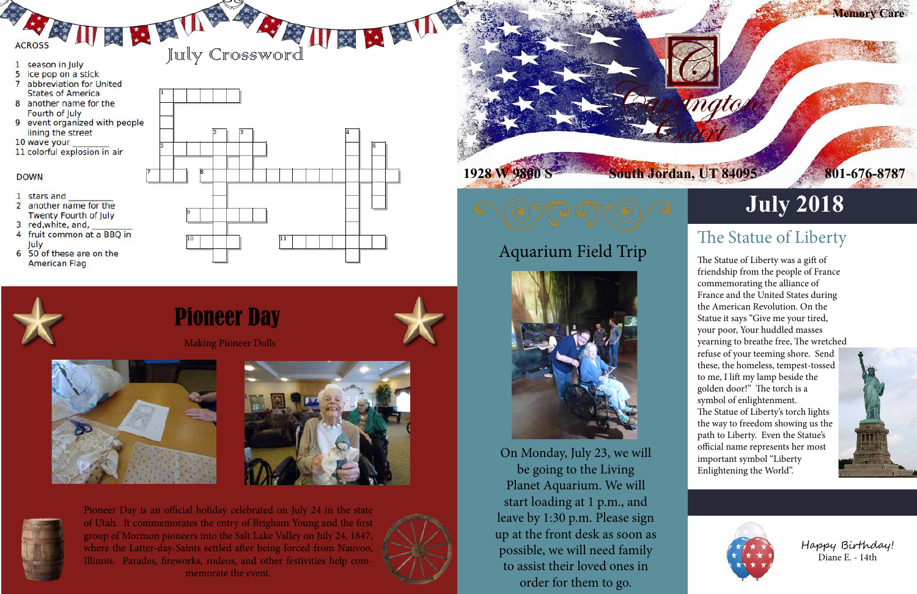# July Crossword

**ACROSS**

1 season in July
5 ice pop on a stick
7 abbreviation for United States of America
8 another name for the Fourth of July
9 event organized with people lining the street
10 wave your ________
11 colorful explosion in air

**DOWN**

1 stars and ________
2 another name for the Twenty Fourth of July
3 red,white, and, ________
4 fruit common at a BBQ in July
6 50 of these are on the American Flag

Memory Care

Carrington Court

1928 W 9800 S South Jordan, UT 84095 801-676-8787

# July 2018

## Pioneer Day

Making Pioneer Dolls

Pioneer Day is an official holiday celebrated on July 24 in the state of Utah. It commemorates the entry of Brigham Young and the first group of Mormon pioneers into the Salt Lake Valley on July 24, 1847, where the Latter-day-Saints settled after being forced from Nauvoo, Illinois. Parades, fireworks, rodeos, and other festivities help commemorate the event.

## Aquarium Field Trip

On Monday, July 23, we will be going to the Living Planet Aquarium. We will start loading at 1 p.m., and leave by 1:30 p.m. Please sign up at the front desk as soon as possible, we will need family to assist their loved ones in order for them to go.

## The Statue of Liberty

The Statue of Liberty was a gift of friendship from the people of France commemorating the alliance of France and the United States during the American Revolution. On the Statue it says "Give me your tired, your poor, Your huddled masses yearning to breathe free, The wretched refuse of your teeming shore. Send these, the homeless, tempest-tossed to me, I lift my lamp beside the golden door!" The torch is a symbol of enlightenment.
The Statue of Liberty's torch lights the way to freedom showing us the path to Liberty. Even the Statue's official name represents her most important symbol "Liberty Enlightening the World".

*Happy Birthday!*
Diane E. - 14th